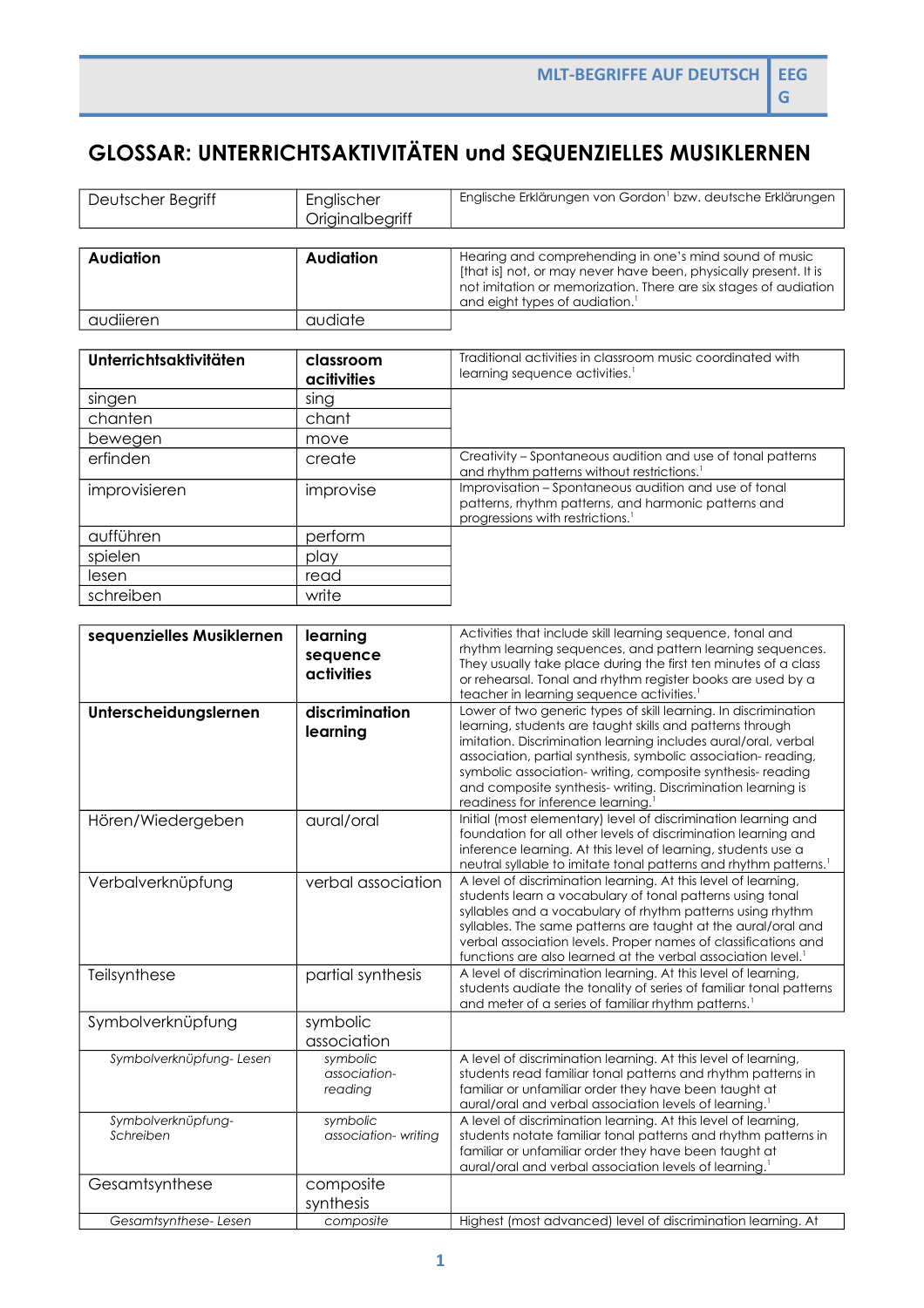# GLOSSAR: UNTERRICHTSAKTIVITÄTEN und SEQUENZIELLES MUSIKLERNEN

| Deutscher Begriff | Englischer Originalbegriff | Englische Erklärungen von Gordon[1] bzw. deutsche Erklärungen |
|---|---|---|
| **Audiation** | **Audiation** | Hearing and comprehending in one's mind sound of music [that is] not, or may never have been, physically present. It is not imitation or memorization. There are six stages of audiation and eight types of audiation.[1] |
| audiieren | audiate | |

| Deutscher Begriff | Englischer Originalbegriff | Englische Erklärungen von Gordon[1] bzw. deutsche Erklärungen |
|---|---|---|
| **Unterrichtsaktivitäten** | **classroom acitivities** | Traditional activities in classroom music coordinated with learning sequence activities.[1] |
| singen | sing | |
| chanten | chant | |
| bewegen | move | |
| erfinden | create | Creativity – Spontaneous audition and use of tonal patterns and rhythm patterns without restrictions.[1] |
| improvisieren | improvise | Improvisation – Spontaneous audition and use of tonal patterns, rhythm patterns, and harmonic patterns and progressions with restrictions.[1] |
| aufführen | perform | |
| spielen | play | |
| lesen | read | |
| schreiben | write | |

| Deutscher Begriff | Englischer Originalbegriff | Englische Erklärungen von Gordon[1] bzw. deutsche Erklärungen |
|---|---|---|
| **sequenzielles Musiklernen** | **learning sequence activities** | Activities that include skill learning sequence, tonal and rhythm learning sequences, and pattern learning sequences. They usually take place during the first ten minutes of a class or rehearsal. Tonal and rhythm register books are used by a teacher in learning sequence activities.[1] |
| **Unterscheidungslernen** | **discrimination learning** | Lower of two generic types of skill learning. In discrimination learning, students are taught skills and patterns through imitation. Discrimination learning includes aural/oral, verbal association, partial synthesis, symbolic association- reading, symbolic association- writing, composite synthesis- reading and composite synthesis- writing. Discrimination learning is readiness for inference learning.[1] |
| Hören/Wiedergeben | aural/oral | Initial (most elementary) level of discrimination learning and foundation for all other levels of discrimination learning and inference learning. At this level of learning, students use a neutral syllable to imitate tonal patterns and rhythm patterns.[1] |
| Verbalverknüpfung | verbal association | A level of discrimination learning. At this level of learning, students learn a vocabulary of tonal patterns using tonal syllables and a vocabulary of rhythm patterns using rhythm syllables. The same patterns are taught at the aural/oral and verbal association levels. Proper names of classifications and functions are also learned at the verbal association level.[1] |
| Teilsynthese | partial synthesis | A level of discrimination learning. At this level of learning, students audiate the tonality of series of familiar tonal patterns and meter of a series of familiar rhythm patterns.[1] |
| Symbolverknüpfung | symbolic association | |
| *Symbolverknüpfung- Lesen* | *symbolic association- reading* | A level of discrimination learning. At this level of learning, students read familiar tonal patterns and rhythm patterns in familiar or unfamiliar order they have been taught at aural/oral and verbal association levels of learning.[1] |
| *Symbolverknüpfung- Schreiben* | *symbolic association- writing* | A level of discrimination learning. At this level of learning, students notate familiar tonal patterns and rhythm patterns in familiar or unfamiliar order they have been taught at aural/oral and verbal association levels of learning.[1] |
| Gesamtsynthese | composite synthesis | |
| *Gesamtsynthese- Lesen* | *composite* | Highest (most advanced) level of discrimination learning. At |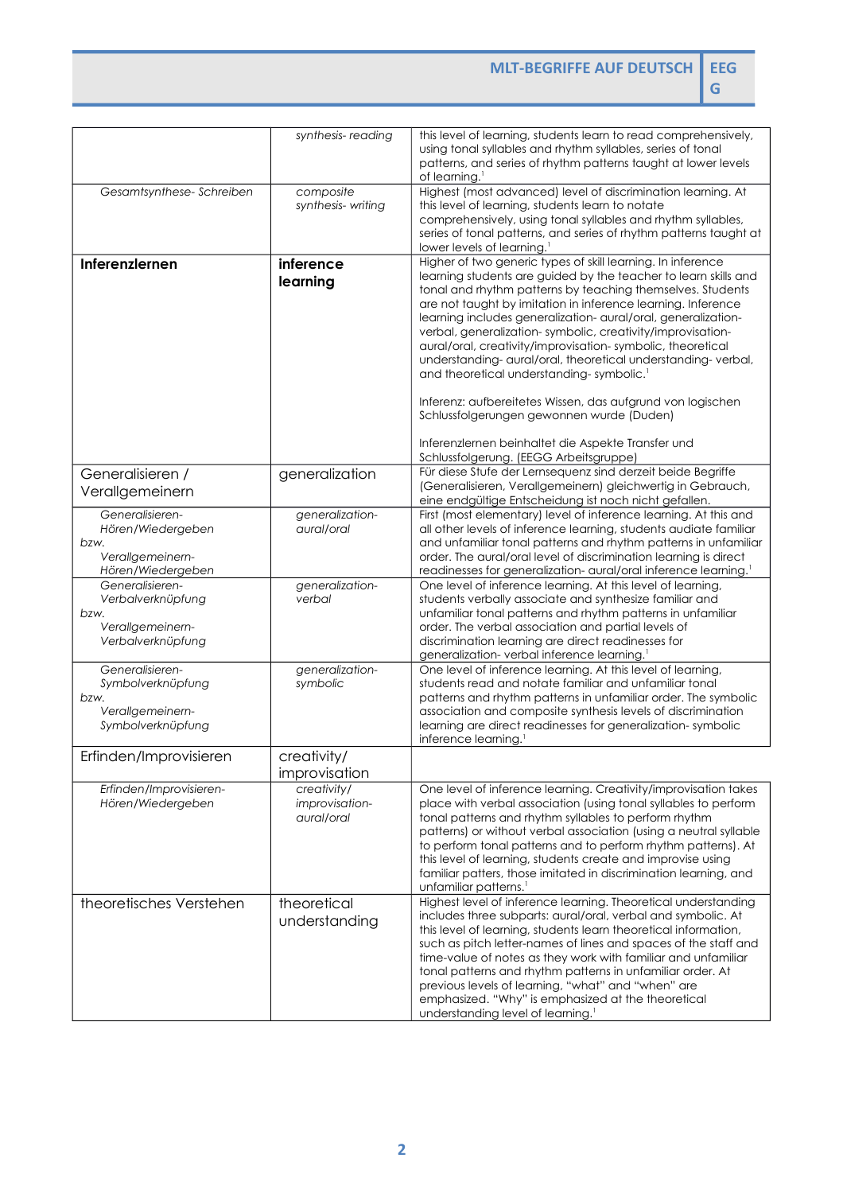| | | |
|---|---|---|
| | *synthesis- reading* | this level of learning, students learn to read comprehensively, using tonal syllables and rhythm syllables, series of tonal patterns, and series of rhythm patterns taught at lower levels of learning.[1] |
| *Gesamtsynthese- Schreiben* | *composite synthesis- writing* | Highest (most advanced) level of discrimination learning. At this level of learning, students learn to notate comprehensively, using tonal syllables and rhythm syllables, series of tonal patterns, and series of rhythm patterns taught at lower levels of learning.[1] |
| **Inferenzlernen** | **inference learning** | Higher of two generic types of skill learning. In inference learning students are guided by the teacher to learn skills and tonal and rhythm patterns by teaching themselves. Students are not taught by imitation in inference learning. Inference learning includes generalization- aural/oral, generalization- verbal, generalization- symbolic, creativity/improvisation- aural/oral, creativity/improvisation- symbolic, theoretical understanding- aural/oral, theoretical understanding- verbal, and theoretical understanding- symbolic.[1]<br><br>Inferenz: aufbereitetes Wissen, das aufgrund von logischen Schlussfolgerungen gewonnen wurde (Duden)<br><br>Inferenzlernen beinhaltet die Aspekte Transfer und Schlussfolgerung. (EEGG Arbeitsgruppe) |
| Generalisieren / Verallgemeinern | generalization | Für diese Stufe der Lernsequenz sind derzeit beide Begriffe (Generalisieren, Verallgemeinern) gleichwertig in Gebrauch, eine endgültige Entscheidung ist noch nicht gefallen. |
| *Generalisieren- Hören/Wiedergeben bzw. Verallgemeinern- Hören/Wiedergeben* | *generalization- aural/oral* | First (most elementary) level of inference learning. At this and all other levels of inference learning, students audiate familiar and unfamiliar tonal patterns and rhythm patterns in unfamiliar order. The aural/oral level of discrimination learning is direct readinesses for generalization- aural/oral inference learning.[1] |
| *Generalisieren- Verbalverknüpfung bzw. Verallgemeinern- Verbalverknüpfung* | *generalization- verbal* | One level of inference learning. At this level of learning, students verbally associate and synthesize familiar and unfamiliar tonal patterns and rhythm patterns in unfamiliar order. The verbal association and partial levels of discrimination learning are direct readinesses for generalization- verbal inference learning.[1] |
| *Generalisieren- Symbolverknüpfung bzw. Verallgemeinern- Symbolverknüpfung* | *generalization- symbolic* | One level of inference learning. At this level of learning, students read and notate familiar and unfamiliar tonal patterns and rhythm patterns in unfamiliar order. The symbolic association and composite synthesis levels of discrimination learning are direct readinesses for generalization- symbolic inference learning.[1] |
| Erfinden/Improvisieren | creativity/ improvisation | |
| *Erfinden/Improvisieren- Hören/Wiedergeben* | *creativity/ improvisation- aural/oral* | One level of inference learning. Creativity/improvisation takes place with verbal association (using tonal syllables to perform tonal patterns and rhythm syllables to perform rhythm patterns) or without verbal association (using a neutral syllable to perform tonal patterns and to perform rhythm patterns). At this level of learning, students create and improvise using familiar patters, those imitated in discrimination learning, and unfamiliar patterns.[1] |
| theoretisches Verstehen | theoretical understanding | Highest level of inference learning. Theoretical understanding includes three subparts: aural/oral, verbal and symbolic. At this level of learning, students learn theoretical information, such as pitch letter-names of lines and spaces of the staff and time-value of notes as they work with familiar and unfamiliar tonal patterns and rhythm patterns in unfamiliar order. At previous levels of learning, "what" and "when" are emphasized. "Why" is emphasized at the theoretical understanding level of learning.[1] |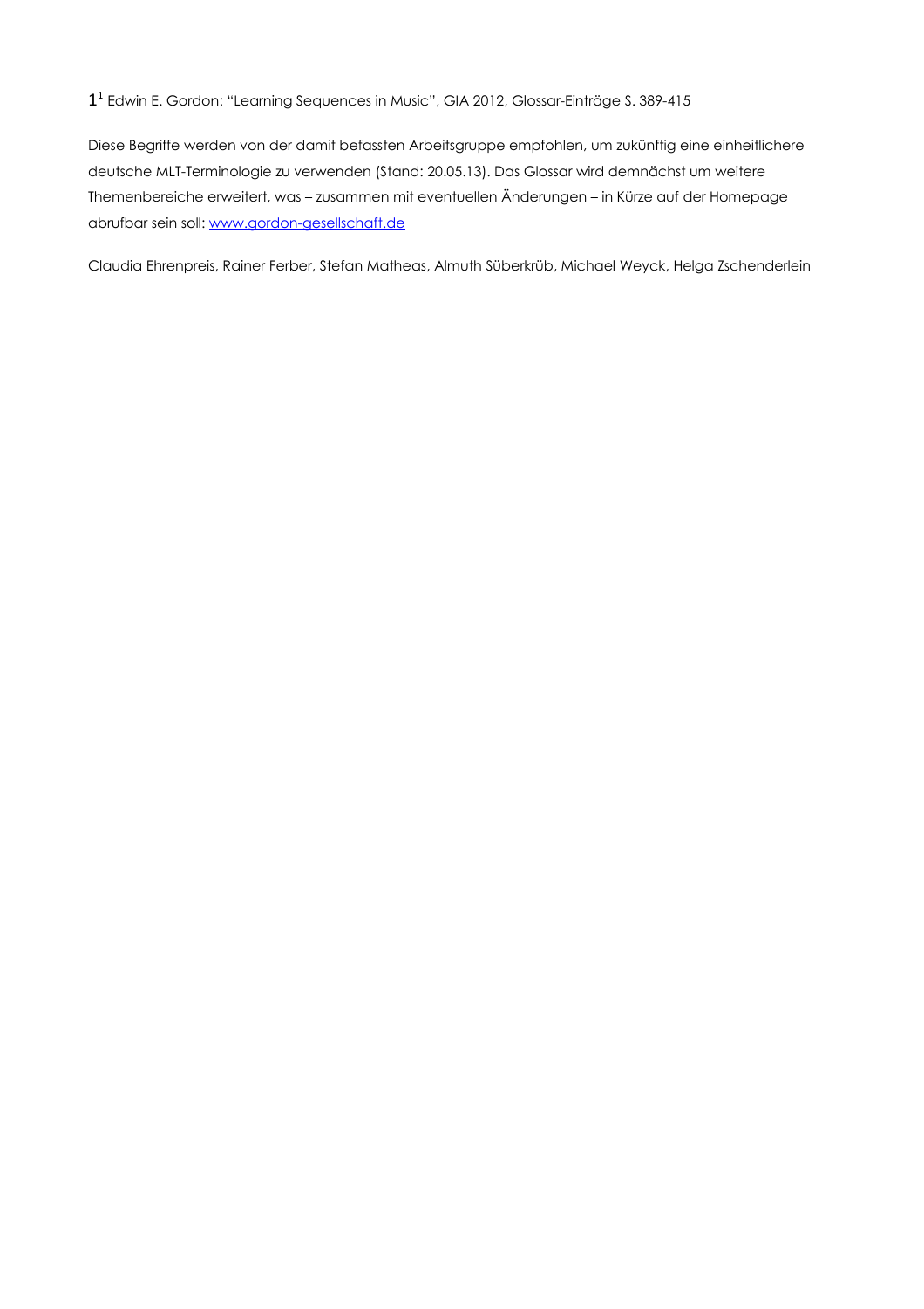1[1] Edwin E. Gordon: "Learning Sequences in Music", GIA 2012, Glossar-Einträge S. 389-415

Diese Begriffe werden von der damit befassten Arbeitsgruppe empfohlen, um zukünftig eine einheitlichere deutsche MLT-Terminologie zu verwenden (Stand: 20.05.13). Das Glossar wird demnächst um weitere Themenbereiche erweitert, was – zusammen mit eventuellen Änderungen – in Kürze auf der Homepage abrufbar sein soll: [www.gordon-gesellschaft.de](http://www.gordon-gesellschaft.de)

Claudia Ehrenpreis, Rainer Ferber, Stefan Matheas, Almuth Süberkrüb, Michael Weyck, Helga Zschenderlein